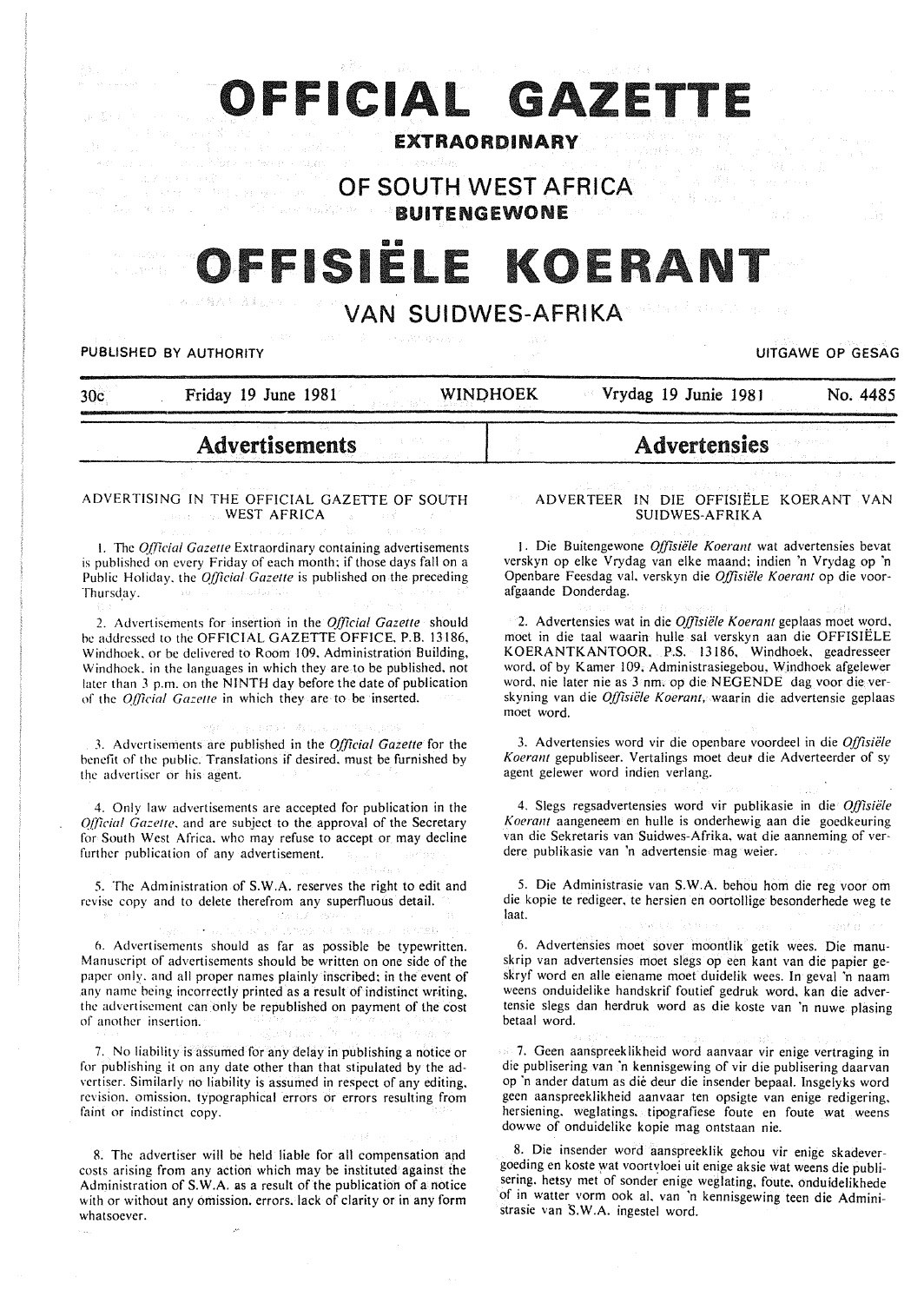# OFFICIAL GAZETTE

## EXTRAORDINARY

## OF SOUTH WEST AFRICA

## BUITENGEWONE

# OFFISIËLE KOERANT

## VAN SUIDWES-AFRIKA

PUBLISHED BY AUTHORITY — UITGAWE OP GESAG

30c — Friday 19 June 1981 — WINDHOEK — Vrydag 19 Junie 1981 — No. 4485

## Advertisements

### ADVERTISING IN THE OFFICIAL GAZETTE OF SOUTH WEST AFRICA

1. The *Official Gazette* Extraordinary containing advertisements is published on every Friday of each month; if those days fall on a Public Holiday, the *Official Gazette* is published on the preceding Thursday.

2. Advertisements for insertion in the *Official Gazette* should be addressed to the OFFICIAL GAZETTE OFFICE, P.B. 13186, Windhoek, or be delivered to Room 109, Administration Building, Windhoek, in the languages in which they are to be published, not later than 3 p.m. on the NINTH day before the date of publication of the *Official Gazette* in which they are to be inserted.

3. Advertisements are published in the *Official Gazette* for the benefit of the public. Translations if desired, must be furnished by the advertiser or his agent.

4. Only law advertisements are accepted for publication in the *Official Gazette*, and are subject to the approval of the Secretary for South West Africa, who may refuse to accept or may decline further publication of any advertisement.

5. The Administration of S.W.A. reserves the right to edit and revise copy and to delete therefrom any superfluous detail.

6. Advertisements should as far as possible be typewritten. Manuscript of advertisements should be written on one side of the paper only, and all proper names plainly inscribed; in the event of any name being incorrectly printed as a result of indistinct writing, the advertisement can only be republished on payment of the cost of another insertion.

7. No liability is assumed for any delay in publishing a notice or for publishing it on any date other than that stipulated by the advertiser. Similarly no liability is assumed in respect of any editing, revision, omission, typographical errors or errors resulting from faint or indistinct copy.

8. The advertiser will be held liable for all compensation and costs arising from any action which may be instituted against the Administration of S.W.A. as a result of the publication of a notice with or without any omission, errors, lack of clarity or in any form whatsoever.

## Advertensies

### ADVERTEER IN DIE OFFISIËLE KOERANT VAN SUIDWES-AFRIKA

1. Die Buitengewone *Offisiële Koerant* wat advertensies bevat verskyn op elke Vrydag van elke maand; indien 'n Vrydag op 'n Openbare Feesdag val, verskyn die *Offisiële Koerant* op die voorafgaande Donderdag.

2. Advertensies wat in die *Offisiële Koerant* geplaas moet word, moet in die taal waarin hulle sal verskyn aan die OFFISIËLE KOERANTKANTOOR, P.S. 13186, Windhoek, geadresseer word, of by Kamer 109, Administrasiegebou, Windhoek afgelewer word, nie later nie as 3 nm. op die NEGENDE dag voor die verskyning van die *Offisiële Koerant*, waarin die advertensie geplaas moet word.

3. Advertensies word vir die openbare voordeel in die *Offisiële Koerant* gepubliseer. Vertalings moet deur die Adverteerder of sy agent gelewer word indien verlang.

4. Slegs regsadvertensies word vir publikasie in die *Offisiële Koerant* aangeneem en hulle is onderhewig aan die goedkeuring van die Sekretaris van Suidwes-Afrika, wat die aanneming of verdere publikasie van 'n advertensie mag weier.

5. Die Administrasie van S.W.A. behou hom die reg voor om die kopie te redigeer, te hersien en oortollige besonderhede weg te laat.

6. Advertensies moet sover moontlik getik wees. Die manuskrip van advertensies moet slegs op een kant van die papier geskryf word en alle eiename moet duidelik wees. In geval 'n naam weens onduidelike handskrif foutief gedruk word, kan die advertensie slegs dan herdruk word as die koste van 'n nuwe plasing betaal word.

7. Geen aanspreeklikheid word aanvaar vir enige vertraging in die publisering van 'n kennisgewing of vir die publisering daarvan op 'n ander datum as die deur die insender bepaal. Insgelyks word geen aanspreeklikheid aanvaar ten opsigte van enige redigering, hersiening, weglatings, tipografiese foute en foute wat weens dowwe of onduidelike kopie mag ontstaan nie.

8. Die insender word aanspreeklik gehou vir enige skadevergoeding en koste wat voortvloei uit enige aksie wat weens die publisering, hetsy met of sonder enige weglating, foute, onduidelikhede of in watter vorm ook al, van 'n kennisgewing teen die Administrasie van S.W.A. ingestel word.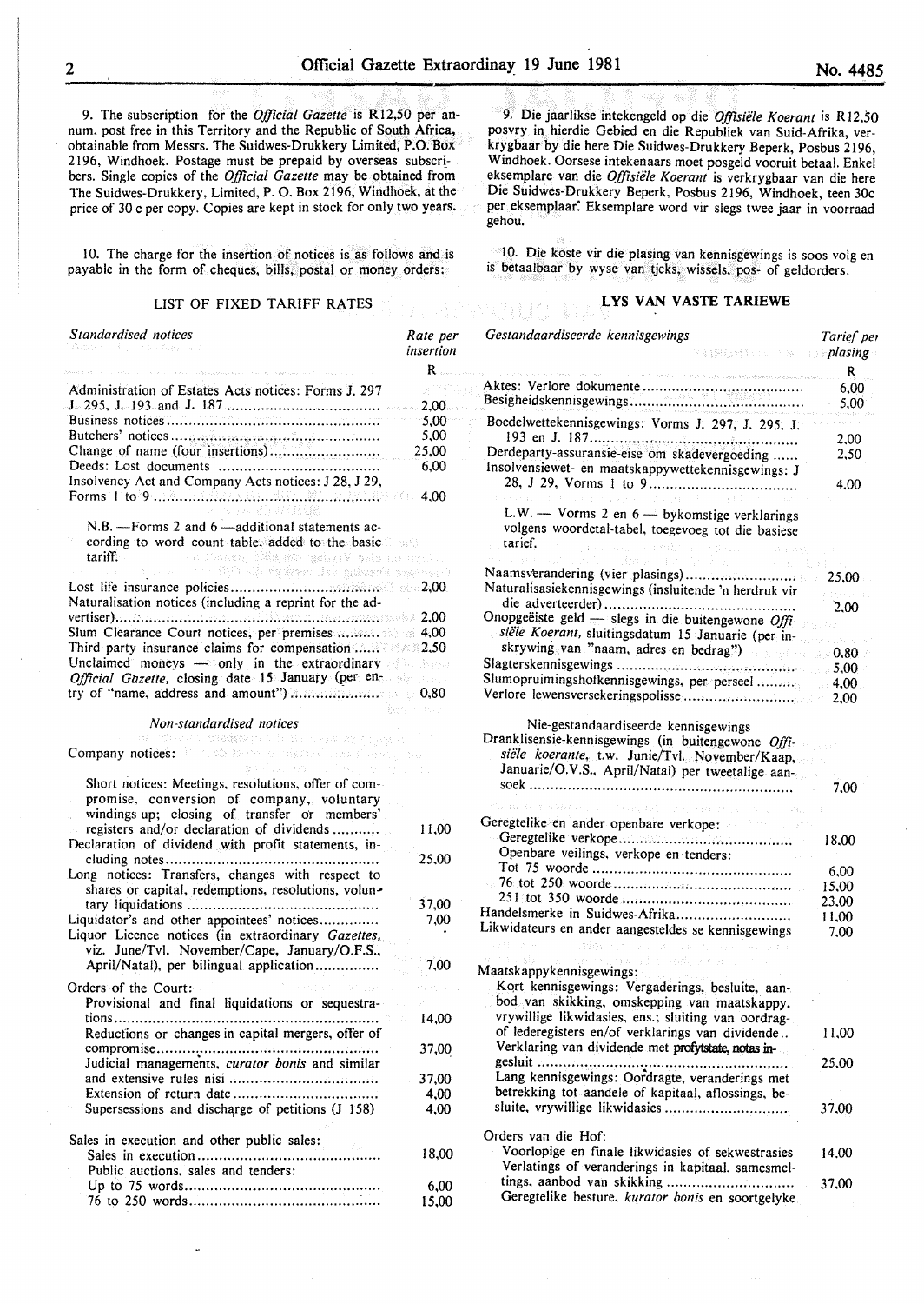9. The subscription for the *Official Gazette* is R12,50 per annum, post free in this Territory and the Republic of South Africa, obtainable from Messrs. The Suidwes-Drukkery Limited, P.O. Box 2196, Windhoek. Postage must be prepaid by overseas subscribers. Single copies of the *Official Gazette* may be obtained from The Suidwes-Drukkery, Limited, P. O. Box 2196, Windhoek, at the price of 30 c per copy. Copies are kept in stock for only two years.

10. The charge for the insertion of notices is as follows and is payable in the form of cheques, bills, postal or money orders:

## LIST OF FIXED TARIFF RATES

| *Standardised notices* | Rate per insertion |
|---|---|
| | R |
| Administration of Estates Acts notices: Forms J. 297 J. 295, J. 193 and J. 187 | 2,00 |
| Business notices | 5,00 |
| Butchers' notices | 5,00 |
| Change of name (four insertions) | 25,00 |
| Deeds: Lost documents | 6,00 |
| Insolvency Act and Company Acts notices: J 28, J 29, Forms 1 to 9 | 4,00 |
| N.B. —Forms 2 and 6 —additional statements according to word count table, added to the basic tariff. | |
| Lost life insurance policies | 2,00 |
| Naturalisation notices (including a reprint for the advertiser) | 2,00 |
| Slum Clearance Court notices, per premises | 4,00 |
| Third party insurance claims for compensation | 2,50 |
| Unclaimed moneys — only in the extraordinary *Official Gazette*, closing date 15 January (per entry of "name, address and amount") | 0,80 |

*Non-standardised notices*

| Company notices: | |
|---|---|
| Short notices: Meetings, resolutions, offer of compromise, conversion of company, voluntary windings-up; closing of transfer or members' registers and/or declaration of dividends | 11,00 |
| Declaration of dividend with profit statements, including notes | 25,00 |
| Long notices: Transfers, changes with respect to shares or capital, redemptions, resolutions, voluntary liquidations | 37,00 |
| Liquidator's and other appointees' notices | 7,00 |
| Liquor Licence notices (in extraordinary *Gazettes*, viz. June/Tvl, November/Cape, January/O.F.S., April/Natal), per bilingual application | 7,00 |
| Orders of the Court: | |
| Provisional and final liquidations or sequestrations | 14,00 |
| Reductions or changes in capital mergers, offer of compromise | 37,00 |
| Judicial managements, *curator bonis* and similar and extensive rules nisi | 37,00 |
| Extension of return date | 4,00 |
| Supersessions and discharge of petitions (J 158) | 4,00 |
| Sales in execution and other public sales: | |
| Sales in execution | 18,00 |
| Public auctions, sales and tenders: | |
| Up to 75 words | 6,00 |
| 76 to 250 words | 15,00 |

9. Die jaarlikse intekengeld op die *Offisiële Koerant* is R12,50 posvry in hierdie Gebied en die Republiek van Suid-Afrika, verkrygbaar by die here Die Suidwes-Drukkery Beperk, Posbus 2196, Windhoek. Oorsese intekenaars moet posgeld vooruit betaal. Enkel eksemplare van die *Offisiële Koerant* is verkrygbaar van die here Die Suidwes-Drukkery Beperk, Posbus 2196, Windhoek, teen 30c per eksemplaar. Eksemplare word vir slegs twee jaar in voorraad gehou.

10. Die koste vir die plasing van kennisgewings is soos volg en is betaalbaar by wyse van tjeks, wissels, pos- of geldorders:

## LYS VAN VASTE TARIEWE

| *Gestandaardiseerde kennisgewings* | Tarief per plasing |
|---|---|
| | R |
| Aktes: Verlore dokumente | 6,00 |
| Besigheidskennisgewings | 5,00 |
| Boedelwettekennisgewings: Vorms J. 297, J. 295, J. 193 en J. 187 | 2,00 |
| Derdeparty-assuransie-eise om skadevergoeding | 2,50 |
| Insolvensiewet- en maatskappywettekennisgewings: J 28, J 29, Vorms 1 to 9 | 4,00 |
| L.W. — Vorms 2 en 6 — bykomstige verklarings volgens woordetal-tabel, toegevoeg tot die basiese tarief. | |
| Naamsverandering (vier plasings) | 25,00 |
| Naturalisasiekennisgewings (insluitende 'n herdruk vir die adverteerder) | 2,00 |
| Onopgeëiste geld — slegs in die buitengewone *Offisiële Koerant*, sluitingsdatum 15 Januarie (per inskrywing van "naam, adres en bedrag") | 0,80 |
| Slagterskennisgewings | 5,00 |
| Slumopruimingshofkennisgewings, per perseel | 4,00 |
| Verlore lewensversekeringspolisse | 2,00 |

Nie-gestandaardiseerde kennisgewings

| | |
|---|---|
| Dranklisensie-kennisgewings (in buitengewone *Offisiële koerante*, t.w. Junie/Tvl. November/Kaap, Januarie/O.V.S., April/Natal) per tweetalige aansoek | 7,00 |
| Geregtelike en ander openbare verkope: | |
| Geregtelike verkope | 18,00 |
| Openbare veilings, verkope en tenders: | |
| Tot 75 woorde | 6,00 |
| 76 tot 250 woorde | 15,00 |
| 251 tot 350 woorde | 23,00 |
| Handelsmerke in Suidwes-Afrika | 11,00 |
| Likwidateurs en ander aangesteldes se kennisgewings | 7,00 |
| Maatskappykennisgewings: | |
| Kort kennisgewings: Vergaderings, besluite, aanbod van skikking, omskepping van maatskappy, vrywillige likwidasies, ens.; sluiting van oordrag- of lederegisters en/of verklarings van dividende | 11,00 |
| Verklaring van dividende met profytstate, notas ingesluit | 25,00 |
| Lang kennisgewings: Oordragte, veranderings met betrekking tot aandele of kapitaal, aflossings, besluite, vrywillige likwidasies | 37,00 |
| Orders van die Hof: | |
| Voorlopige en finale likwidasies of sekwestrasies | 14,00 |
| Verlatings of veranderings in kapitaal, samesmeltings, aanbod van skikking | 37,00 |
| Geregtelike besture, *kurator bonis* en soortgelyke | |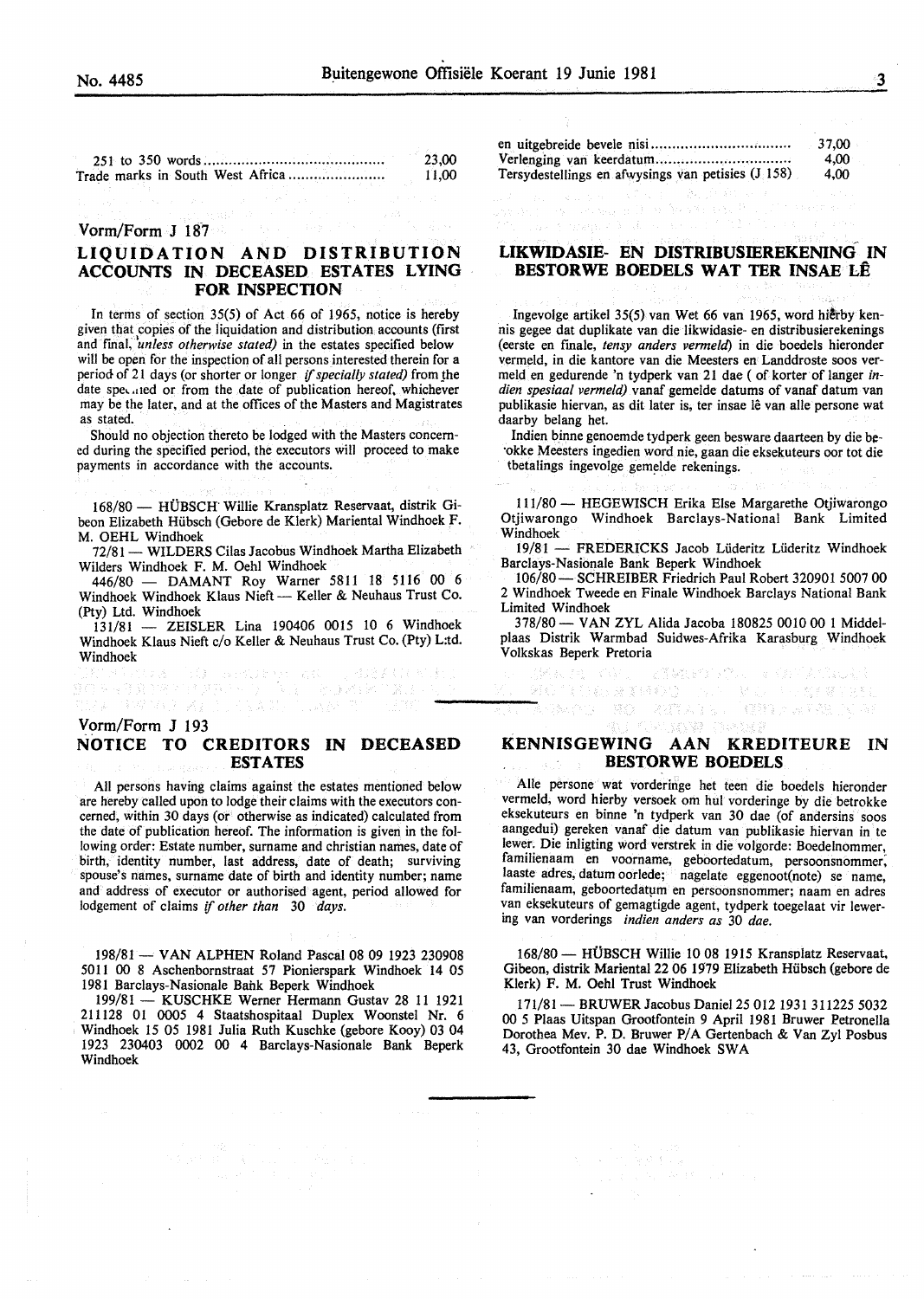| | |
|---|---|
| 251 to 350 words | 23,00 |
| Trade marks in South West Africa | 11,00 |

| | |
|---|---|
| en uitgebreide bevele nisi | 37,00 |
| Verlenging van keerdatum | 4,00 |
| Tersydestellings en afwysings van petisies (J 158) | 4,00 |

Vorm/Form J 187

## LIQUIDATION AND DISTRIBUTION ACCOUNTS IN DECEASED ESTATES LYING FOR INSPECTION

In terms of section 35(5) of Act 66 of 1965, notice is hereby given that copies of the liquidation and distribution accounts (first and final, *unless otherwise stated)* in the estates specified below will be open for the inspection of all persons interested therein for a period of 21 days (or shorter or longer *if specially stated)* from the date specified or from the date of publication hereof, whichever may be the later, and at the offices of the Masters and Magistrates as stated.

Should no objection thereto be lodged with the Masters concerned during the specified period, the executors will proceed to make payments in accordance with the accounts.

168/80 — HÜBSCH Willie Kransplatz Reservaat, distrik Gibeon Elizabeth Hübsch (Gebore de Klerk) Mariental Windhoek F. M. OEHL Windhoek

72/81 — WILDERS Cilas Jacobus Windhoek Martha Elizabeth Wilders Windhoek F. M. Oehl Windhoek

446/80 — DAMANT Roy Warner 5811 18 5116 00 6 Windhoek Windhoek Klaus Nieft — Keller & Neuhaus Trust Co. (Pty) Ltd. Windhoek

131/81 — ZEISLER Lina 190406 0015 10 6 Windhoek Windhoek Klaus Nieft c/o Keller & Neuhaus Trust Co. (Pty) Ltd. Windhoek

## LIKWIDASIE- EN DISTRIBUSIEREKENING IN BESTORWE BOEDELS WAT TER INSAE LÊ

Ingevolge artikel 35(5) van Wet 66 van 1965, word hierby kennis gegee dat duplikate van die likwidasie- en distribusierekenings (eerste en finale, *tensy anders vermeld)* in die boedels hieronder vermeld, in die kantore van die Meesters en Landdroste soos vermeld en gedurende 'n tydperk van 21 dae ( of korter of langer *indien spesiaal vermeld)* vanaf gemelde datums of vanaf datum van publikasie hiervan, as dit later is, ter insae lê van alle persone wat daarby belang het.

Indien binne genoemde tydperk geen besware daarteen by die betrokke Meesters ingedien word nie, gaan die eksekuteurs oor tot die betalings ingevolge gemelde rekenings.

111/80 — HEGEWISCH Erika Else Margarethe Otjiwarongo Otjiwarongo Windhoek Barclays-National Bank Limited Windhoek

19/81 — FREDERICKS Jacob Lüderitz Lüderitz Windhoek Barclays-Nasionale Bank Beperk Windhoek

106/80 — SCHREIBER Friedrich Paul Robert 320901 5007 00 2 Windhoek Tweede en Finale Windhoek Barclays National Bank Limited Windhoek

378/80 — VAN ZYL Alida Jacoba 180825 0010 00 1 Middelplaas Distrik Warmbad Suidwes-Afrika Karasburg Windhoek Volkskas Beperk Pretoria

Vorm/Form J 193

## NOTICE TO CREDITORS IN DECEASED ESTATES

All persons having claims against the estates mentioned below are hereby called upon to lodge their claims with the executors concerned, within 30 days (or otherwise as indicated) calculated from the date of publication hereof. The information is given in the following order: Estate number, surname and christian names, date of birth, identity number, last address, date of death; surviving spouse's names, surname date of birth and identity number; name and address of executor or authorised agent, period allowed for lodgement of claims *if other than 30 days.*

198/81 — VAN ALPHEN Roland Pascal 08 09 1923 230908 5011 00 8 Aschenbornstraat 57 Pionierspark Windhoek 14 05 1981 Barclays-Nasionale Bank Beperk Windhoek

199/81 — KUSCHKE Werner Hermann Gustav 28 11 1921 211128 01 0005 4 Staatshospitaal Duplex Woonstel Nr. 6 Windhoek 15 05 1981 Julia Ruth Kuschke (gebore Kooy) 03 04 1923 230403 0002 00 4 Barclays-Nasionale Bank Beperk Windhoek

## KENNISGEWING AAN KREDITEURE IN BESTORWE BOEDELS

Alle persone wat vorderinge het teen die boedels hieronder vermeld, word hierby versoek om hul vorderinge by die betrokke eksekuteurs en binne 'n tydperk van 30 dae (of andersins soos aangedui) gereken vanaf die datum van publikasie hiervan in te lewer. Die inligting word verstrek in die volgorde: Boedelnommer, familienaam en voorname, geboortedatum, persoonsnommer, laaste adres, datum oorlede; nagelate eggenoot(note) se name, familienaam, geboortedatum en persoonsnommer; naam en adres van eksekuteurs of gemagtigde agent, tydperk toegelaat vir lewering van vorderings *indien anders as 30 dae.*

168/80 — HÜBSCH Willie 10 08 1915 Kransplatz Reservaat, Gibeon, distrik Mariental 22 06 1979 Elizabeth Hübsch (gebore de Klerk) F. M. Oehl Trust Windhoek

171/81 — BRUWER Jacobus Daniel 25 012 1931 311225 5032 00 5 Plaas Uitspan Grootfontein 9 April 1981 Bruwer Petronella Dorothea Mev. P. D. Bruwer P/A Gertenbach & Van Zyl Posbus 43, Grootfontein 30 dae Windhoek SWA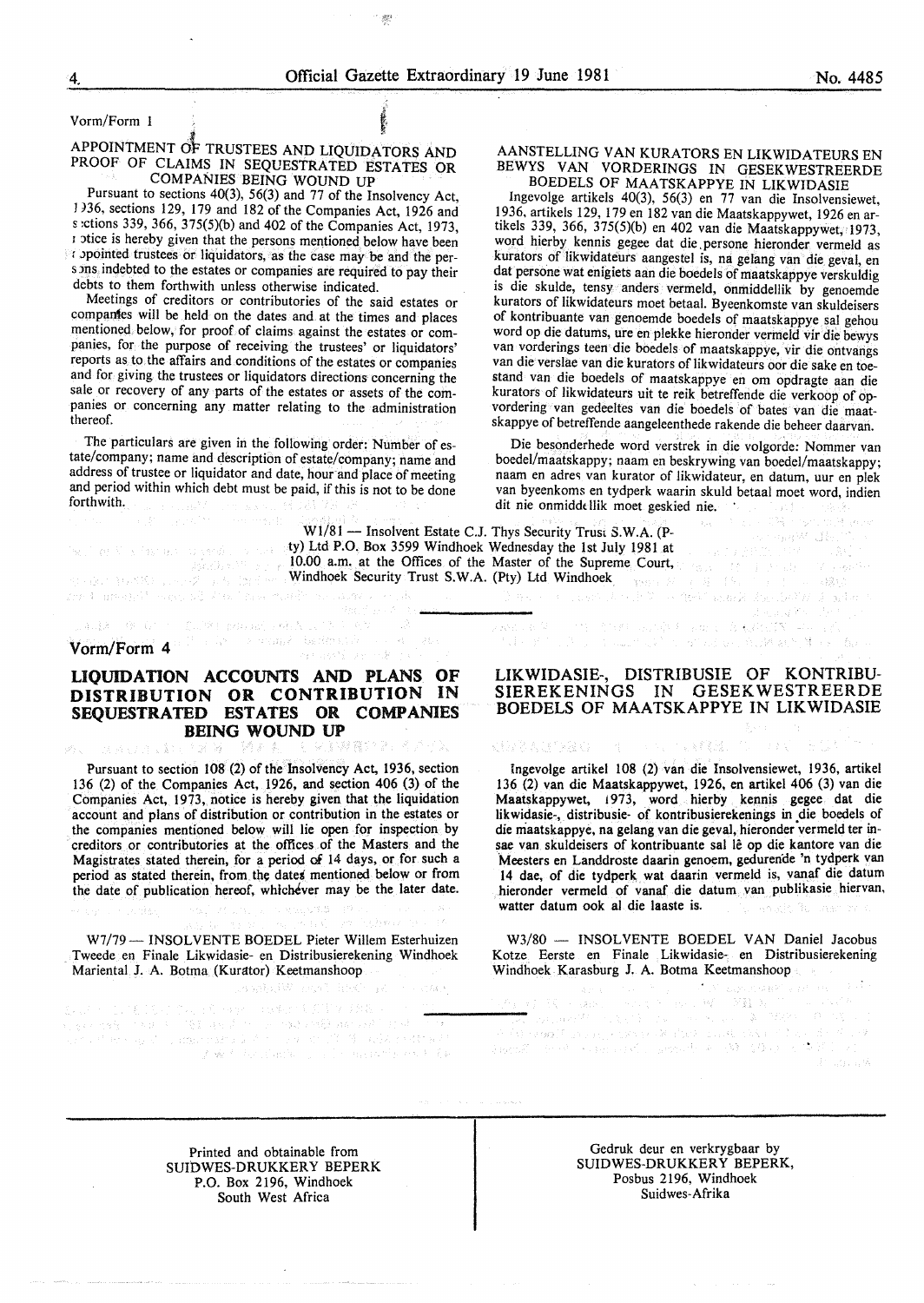Vorm/Form 1

## APPOINTMENT OF TRUSTEES AND LIQUIDATORS AND PROOF OF CLAIMS IN SEQUESTRATED ESTATES OR COMPANIES BEING WOUND UP

Pursuant to sections 40(3), 56(3) and 77 of the Insolvency Act, 1936, sections 129, 179 and 182 of the Companies Act, 1926 and sections 339, 366, 375(5)(b) and 402 of the Companies Act, 1973, notice is hereby given that the persons mentioned below have been appointed trustees or liquidators, as the case may be and the persons indebted to the estates or companies are required to pay their debts to them forthwith unless otherwise indicated.

Meetings of creditors or contributories of the said estates or companies will be held on the dates and at the times and places mentioned below, for proof of claims against the estates or companies, for the purpose of receiving the trustees' or liquidators' reports as to the affairs and conditions of the estates or companies and for giving the trustees or liquidators directions concerning the sale or recovery of any parts of the estates or assets of the companies or concerning any matter relating to the administration thereof.

The particulars are given in the following order: Number of estate/company; name and description of estate/company; name and address of trustee or liquidator and date, hour and place of meeting and period within which debt must be paid, if this is not to be done forthwith.

## AANSTELLING VAN KURATORS EN LIKWIDATEURS EN BEWYS VAN VORDERINGS IN GESEKWESTREERDE BOEDELS OF MAATSKAPPYE IN LIKWIDASIE

Ingevolge artikels 40(3), 56(3) en 77 van die Insolvensiewet, 1936, artikels 129, 179 en 182 van die Maatskappywet, 1926 en artikels 339, 366, 375(5)(b) en 402 van die Maatskappywet, 1973, word hierby kennis gegee dat die persone hieronder vermeld as kurators of likwidateurs aangestel is, na gelang van die geval, en dat persone wat enigiets aan die boedels of maatskappye verskuldig is die skulde, tensy anders vermeld, onmiddellik by genoemde kurators of likwidateurs moet betaal. Byeenkomste van skuldeisers of kontribuante van genoemde boedels of maatskappye sal gehou word op die datums, ure en plekke hieronder vermeld vir die bewys van vorderings teen die boedels of maatskappye, vir die ontvangs van die verslae van die kurators of likwidateurs oor die sake en toestand van die boedels of maatskappye en om opdragte aan die kurators of likwidateurs uit te reik betreffende die verkoop of opvordering van gedeeltes van die boedels of bates van die maatskappye of betreffende aangeleenthede rakende die beheer daarvan.

Die besonderhede word verstrek in die volgorde: Nommer van boedel/maatskappy; naam en beskrywing van boedel/maatskappy; naam en adres van kurator of likwidateur, en datum, uur en plek van byeenkoms en tydperk waarin skuld betaal moet word, indien dit nie onmiddellik moet geskied nie.

W1/81 — Insolvent Estate C.J. Thys Security Trust S.W.A. (Pty) Ltd P.O. Box 3599 Windhoek Wednesday the 1st July 1981 at 10.00 a.m. at the Offices of the Master of the Supreme Court, Windhoek Security Trust S.W.A. (Pty) Ltd Windhoek

---

Vorm/Form 4

## LIQUIDATION ACCOUNTS AND PLANS OF DISTRIBUTION OR CONTRIBUTION IN SEQUESTRATED ESTATES OR COMPANIES BEING WOUND UP

Pursuant to section 108 (2) of the Insolvency Act, 1936, section 136 (2) of the Companies Act, 1926, and section 406 (3) of the Companies Act, 1973, notice is hereby given that the liquidation account and plans of distribution or contribution in the estates or the companies mentioned below will lie open for inspection by creditors or contributories at the offices of the Masters and the Magistrates stated therein, for a period of 14 days, or for such a period as stated therein, from the dates mentioned below or from the date of publication hereof, whichever may be the later date.

W7/79 — INSOLVENTE BOEDEL Pieter Willem Esterhuizen Tweede en Finale Likwidasie- en Distribusierekening Windhoek Mariental J. A. Botma (Kurator) Keetmanshoop

## LIKWIDASIE-, DISTRIBUSIE OF KONTRIBUSIEREKENINGS IN GESEKWESTREERDE BOEDELS OF MAATSKAPPYE IN LIKWIDASIE

Ingevolge artikel 108 (2) van die Insolvensiewet, 1936, artikel 136 (2) van die Maatskappywet, 1926, en artikel 406 (3) van die Maatskappywet, 1973, word hierby kennis gegee dat die likwidasie-, distribusie- of kontribusierekenings in die boedels of die maatskappye, na gelang van die geval, hieronder vermeld ter insae van skuldeisers of kontribuante sal lê op die kantore van die Meesters en Landdroste daarin genoem, gedurende 'n tydperk van 14 dae, of die tydperk wat daarin vermeld is, vanaf die datum hieronder vermeld of vanaf die datum van publikasie hiervan, watter datum ook al die laaste is.

W3/80 — INSOLVENTE BOEDEL VAN Daniel Jacobus Kotze Eerste en Finale Likwidasie- en Distribusierekening Windhoek Karasburg J. A. Botma Keetmanshoop

---

Printed and obtainable from
SUIDWES-DRUKKERY BEPERK
P.O. Box 2196, Windhoek
South West Africa

Gedruk deur en verkrygbaar by
SUIDWES-DRUKKERY BEPERK,
Posbus 2196, Windhoek
Suidwes-Afrika